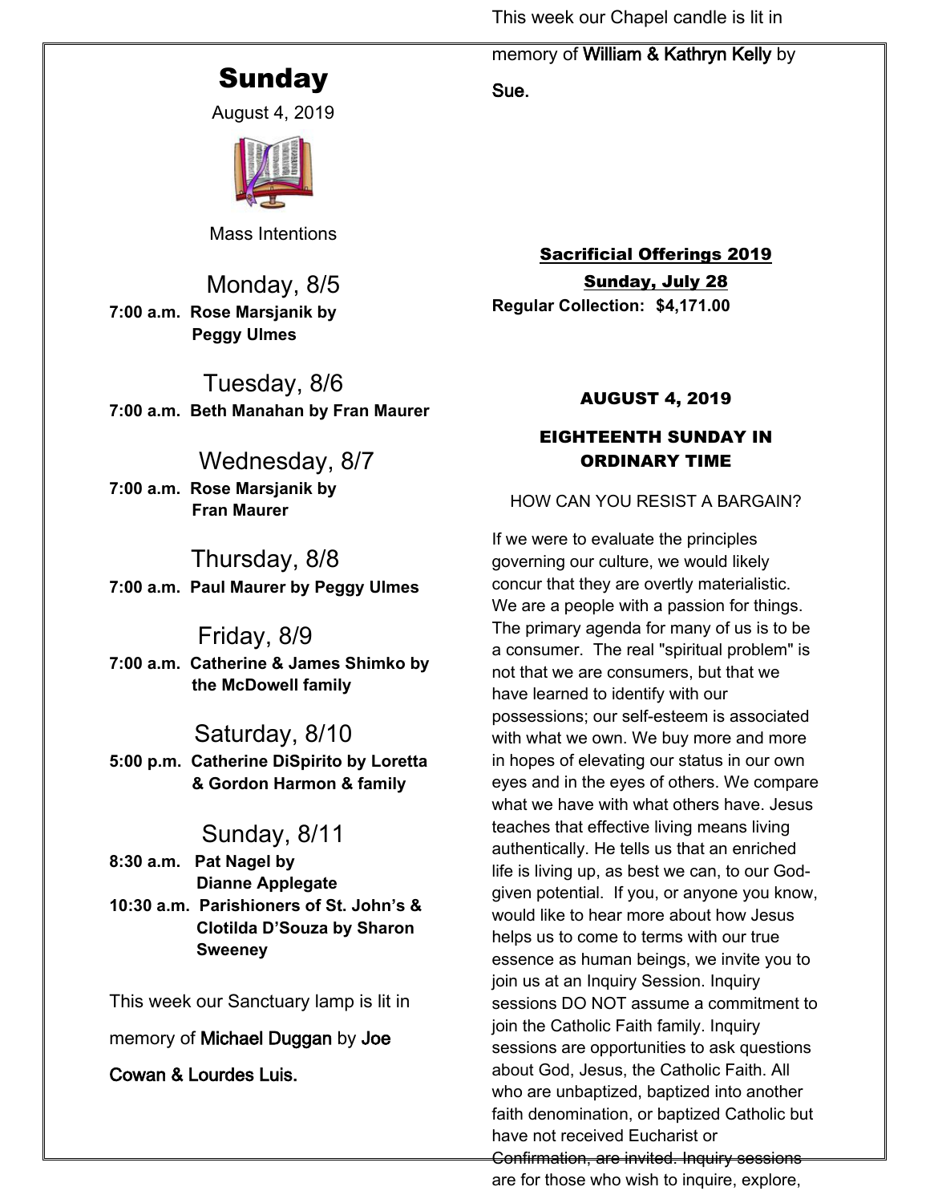# Sunday

August 4, 2019

Mass Intentions

## Monday, 8/5

**7:00 a.m. Rose Marsjanik by Peggy Ulmes**

## Tuesday, 8/6

**7:00 a.m. Beth Manahan by Fran Maurer**

## Wednesday, 8/7

**7:00 a.m. Rose Marsjanik by Fran Maurer**

## Thursday, 8/8

**7:00 a.m. Paul Maurer by Peggy Ulmes**

## Friday, 8/9

**7:00 a.m. Catherine & James Shimko by the McDowell family**

## Saturday, 8/10

**5:00 p.m. Catherine DiSpirito by Loretta & Gordon Harmon & family**

## Sunday, 8/11

**8:30 a.m. Pat Nagel by Dianne Applegate**

**10:30 a.m. Parishioners of St. John's & Clotilda D'Souza by Sharon Sweeney**

This week our Sanctuary lamp is lit in memory of Michael Duggan by Joe Cowan & Lourdes Luis.

This week our Chapel candle is lit in memory of William & Kathryn Kelly by Sue.

**Sacrificial Offerings 2019**

**Sunday, July 28**

**Regular Collection: $4,171.00**

## AUGUST 4, 2019

## EIGHTEENTH SUNDAY IN ORDINARY TIME

HOW CAN YOU RESIST A BARGAIN?

If we were to evaluate the principles governing our culture, we would likely concur that they are overtly materialistic. We are a people with a passion for things. The primary agenda for many of us is to be a consumer. The real "spiritual problem" is not that we are consumers, but that we have learned to identify with our possessions; our self-esteem is associated with what we own. We buy more and more in hopes of elevating our status in our own eyes and in the eyes of others. We compare what we have with what others have. Jesus teaches that effective living means living authentically. He tells us that an enriched life is living up, as best we can, to our God-given potential. If you, or anyone you know, would like to hear more about how Jesus helps us to come to terms with our true essence as human beings, we invite you to join us at an Inquiry Session. Inquiry sessions DO NOT assume a commitment to join the Catholic Faith family. Inquiry sessions are opportunities to ask questions about God, Jesus, the Catholic Faith. All who are unbaptized, baptized into another faith denomination, or baptized Catholic but have not received Eucharist or Confirmation, are invited. Inquiry sessions are for those who wish to inquire, explore,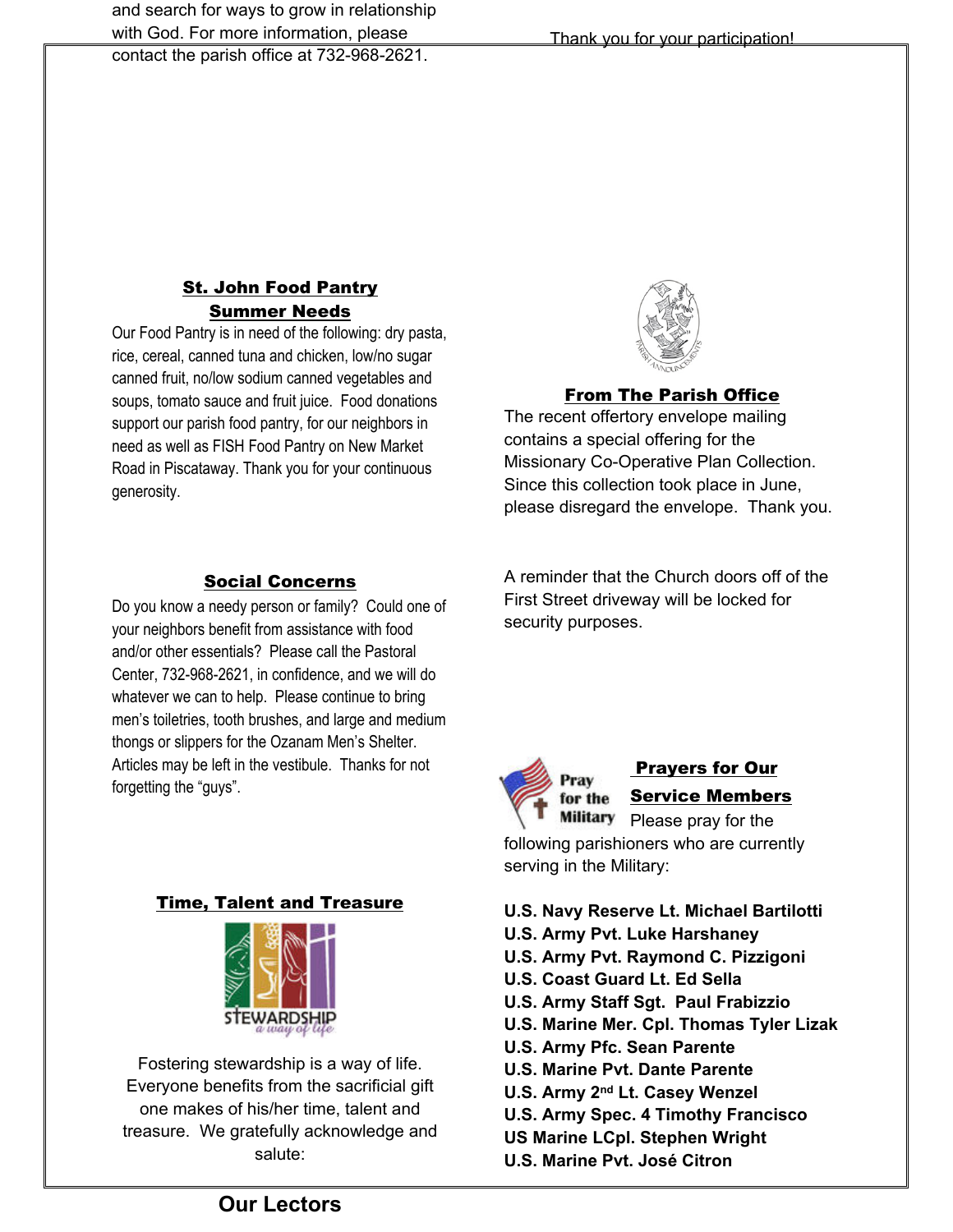and search for ways to grow in relationship with God. For more information, please contact the parish office at 732-968-2621.

Thank you for your participation!

## St. John Food Pantry Summer Needs

Our Food Pantry is in need of the following: dry pasta, rice, cereal, canned tuna and chicken, low/no sugar canned fruit, no/low sodium canned vegetables and soups, tomato sauce and fruit juice. Food donations support our parish food pantry, for our neighbors in need as well as FISH Food Pantry on New Market Road in Piscataway. Thank you for your continuous generosity.

## Social Concerns

Do you know a needy person or family? Could one of your neighbors benefit from assistance with food and/or other essentials? Please call the Pastoral Center, 732-968-2621, in confidence, and we will do whatever we can to help. Please continue to bring men's toiletries, tooth brushes, and large and medium thongs or slippers for the Ozanam Men's Shelter. Articles may be left in the vestibule. Thanks for not forgetting the "guys".

## Time, Talent and Treasure

Fostering stewardship is a way of life. Everyone benefits from the sacrificial gift one makes of his/her time, talent and treasure. We gratefully acknowledge and salute:

## Our Lectors

## From The Parish Office

The recent offertory envelope mailing contains a special offering for the Missionary Co-Operative Plan Collection. Since this collection took place in June, please disregard the envelope. Thank you.

A reminder that the Church doors off of the First Street driveway will be locked for security purposes.

## Prayers for Our Service Members

Please pray for the following parishioners who are currently serving in the Military:

**U.S. Navy Reserve Lt. Michael Bartilotti**
**U.S. Army Pvt. Luke Harshaney**
**U.S. Army Pvt. Raymond C. Pizzigoni**
**U.S. Coast Guard Lt. Ed Sella**
**U.S. Army Staff Sgt. Paul Frabizzio**
**U.S. Marine Mer. Cpl. Thomas Tyler Lizak**
**U.S. Army Pfc. Sean Parente**
**U.S. Marine Pvt. Dante Parente**
**U.S. Army 2nd Lt. Casey Wenzel**
**U.S. Army Spec. 4 Timothy Francisco**
**US Marine LCpl. Stephen Wright**
**U.S. Marine Pvt. José Citron**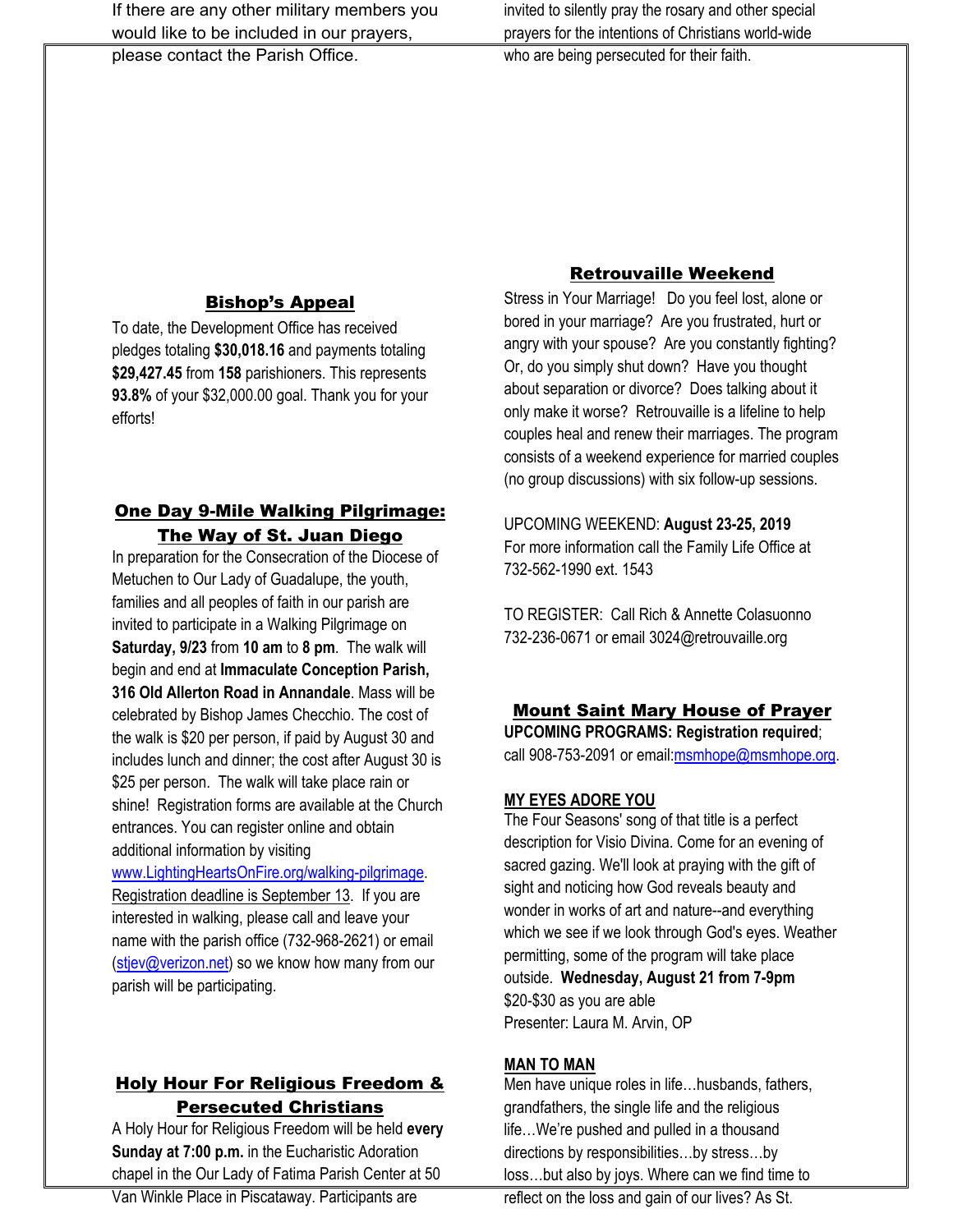If there are any other military members you would like to be included in our prayers, please contact the Parish Office.

## Bishop's Appeal

To date, the Development Office has received pledges totaling **$30,018.16** and payments totaling **$29,427.45** from **158** parishioners. This represents **93.8%** of your $32,000.00 goal. Thank you for your efforts!

## One Day 9-Mile Walking Pilgrimage: The Way of St. Juan Diego

In preparation for the Consecration of the Diocese of Metuchen to Our Lady of Guadalupe, the youth, families and all peoples of faith in our parish are invited to participate in a Walking Pilgrimage on **Saturday, 9/23** from **10 am** to **8 pm**. The walk will begin and end at **Immaculate Conception Parish, 316 Old Allerton Road in Annandale**. Mass will be celebrated by Bishop James Checchio. The cost of the walk is $20 per person, if paid by August 30 and includes lunch and dinner; the cost after August 30 is $25 per person. The walk will take place rain or shine! Registration forms are available at the Church entrances. You can register online and obtain additional information by visiting www.LightingHeartsOnFire.org/walking-pilgrimage. Registration deadline is September 13. If you are interested in walking, please call and leave your name with the parish office (732-968-2621) or email (stjev@verizon.net) so we know how many from our parish will be participating.

## Holy Hour For Religious Freedom & Persecuted Christians

A Holy Hour for Religious Freedom will be held **every Sunday at 7:00 p.m.** in the Eucharistic Adoration chapel in the Our Lady of Fatima Parish Center at 50 Van Winkle Place in Piscataway. Participants are invited to silently pray the rosary and other special prayers for the intentions of Christians world-wide who are being persecuted for their faith.

## Retrouvaille Weekend

Stress in Your Marriage! Do you feel lost, alone or bored in your marriage? Are you frustrated, hurt or angry with your spouse? Are you constantly fighting? Or, do you simply shut down? Have you thought about separation or divorce? Does talking about it only make it worse? Retrouvaille is a lifeline to help couples heal and renew their marriages. The program consists of a weekend experience for married couples (no group discussions) with six follow-up sessions.

UPCOMING WEEKEND: **August 23-25, 2019**
For more information call the Family Life Office at 732-562-1990 ext. 1543

TO REGISTER: Call Rich & Annette Colasuonno 732-236-0671 or email 3024@retrouvaille.org

## Mount Saint Mary House of Prayer

**UPCOMING PROGRAMS: Registration required**; call 908-753-2091 or email:msmhope@msmhope.org.

### MY EYES ADORE YOU

The Four Seasons' song of that title is a perfect description for Visio Divina. Come for an evening of sacred gazing. We'll look at praying with the gift of sight and noticing how God reveals beauty and wonder in works of art and nature--and everything which we see if we look through God's eyes. Weather permitting, some of the program will take place outside. **Wednesday, August 21 from 7-9pm**
$20-$30 as you are able
Presenter: Laura M. Arvin, OP

### MAN TO MAN

Men have unique roles in life…husbands, fathers, grandfathers, the single life and the religious life…We're pushed and pulled in a thousand directions by responsibilities…by stress…by loss…but also by joys. Where can we find time to reflect on the loss and gain of our lives? As St.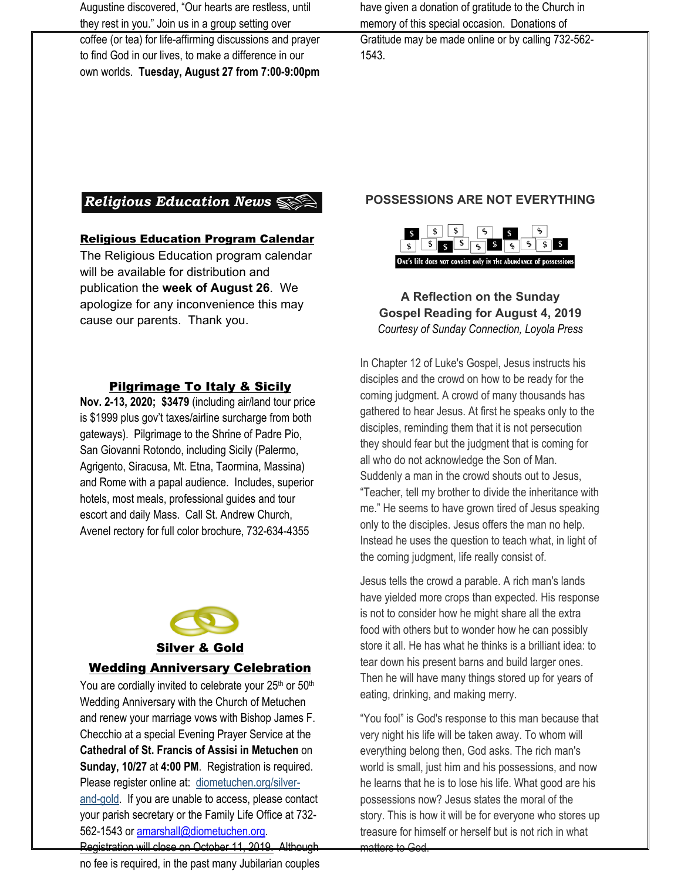Augustine discovered, "Our hearts are restless, until they rest in you." Join us in a group setting over coffee (or tea) for life-affirming discussions and prayer to find God in our lives, to make a difference in our own worlds. **Tuesday, August 27 from 7:00-9:00pm**

## Religious Education News

**Religious Education Program Calendar**

The Religious Education program calendar will be available for distribution and publication the **week of August 26**. We apologize for any inconvenience this may cause our parents. Thank you.

**Pilgrimage To Italy & Sicily**

**Nov. 2-13, 2020; $3479** (including air/land tour price is $1999 plus gov't taxes/airline surcharge from both gateways). Pilgrimage to the Shrine of Padre Pio, San Giovanni Rotondo, including Sicily (Palermo, Agrigento, Siracusa, Mt. Etna, Taormina, Massina) and Rome with a papal audience. Includes, superior hotels, most meals, professional guides and tour escort and daily Mass. Call St. Andrew Church, Avenel rectory for full color brochure, 732-634-4355

**Silver & Gold Wedding Anniversary Celebration**

You are cordially invited to celebrate your 25th or 50th Wedding Anniversary with the Church of Metuchen and renew your marriage vows with Bishop James F. Checchio at a special Evening Prayer Service at the **Cathedral of St. Francis of Assisi in Metuchen** on **Sunday, 10/27** at **4:00 PM**. Registration is required. Please register online at: diometuchen.org/silver-and-gold. If you are unable to access, please contact your parish secretary or the Family Life Office at 732-562-1543 or amarshall@diometuchen.org. Registration will close on October 11, 2019. Although no fee is required, in the past many Jubilarian couples have given a donation of gratitude to the Church in memory of this special occasion. Donations of Gratitude may be made online or by calling 732-562-1543.

## POSSESSIONS ARE NOT EVERYTHING

One's life does not consist only in the abundance of possessions

### A Reflection on the Sunday Gospel Reading for August 4, 2019

*Courtesy of Sunday Connection, Loyola Press*

In Chapter 12 of Luke's Gospel, Jesus instructs his disciples and the crowd on how to be ready for the coming judgment. A crowd of many thousands has gathered to hear Jesus. At first he speaks only to the disciples, reminding them that it is not persecution they should fear but the judgment that is coming for all who do not acknowledge the Son of Man. Suddenly a man in the crowd shouts out to Jesus, "Teacher, tell my brother to divide the inheritance with me." He seems to have grown tired of Jesus speaking only to the disciples. Jesus offers the man no help. Instead he uses the question to teach what, in light of the coming judgment, life really consist of.

Jesus tells the crowd a parable. A rich man's lands have yielded more crops than expected. His response is not to consider how he might share all the extra food with others but to wonder how he can possibly store it all. He has what he thinks is a brilliant idea: to tear down his present barns and build larger ones. Then he will have many things stored up for years of eating, drinking, and making merry.

"You fool" is God's response to this man because that very night his life will be taken away. To whom will everything belong then, God asks. The rich man's world is small, just him and his possessions, and now he learns that he is to lose his life. What good are his possessions now? Jesus states the moral of the story. This is how it will be for everyone who stores up treasure for himself or herself but is not rich in what matters to God.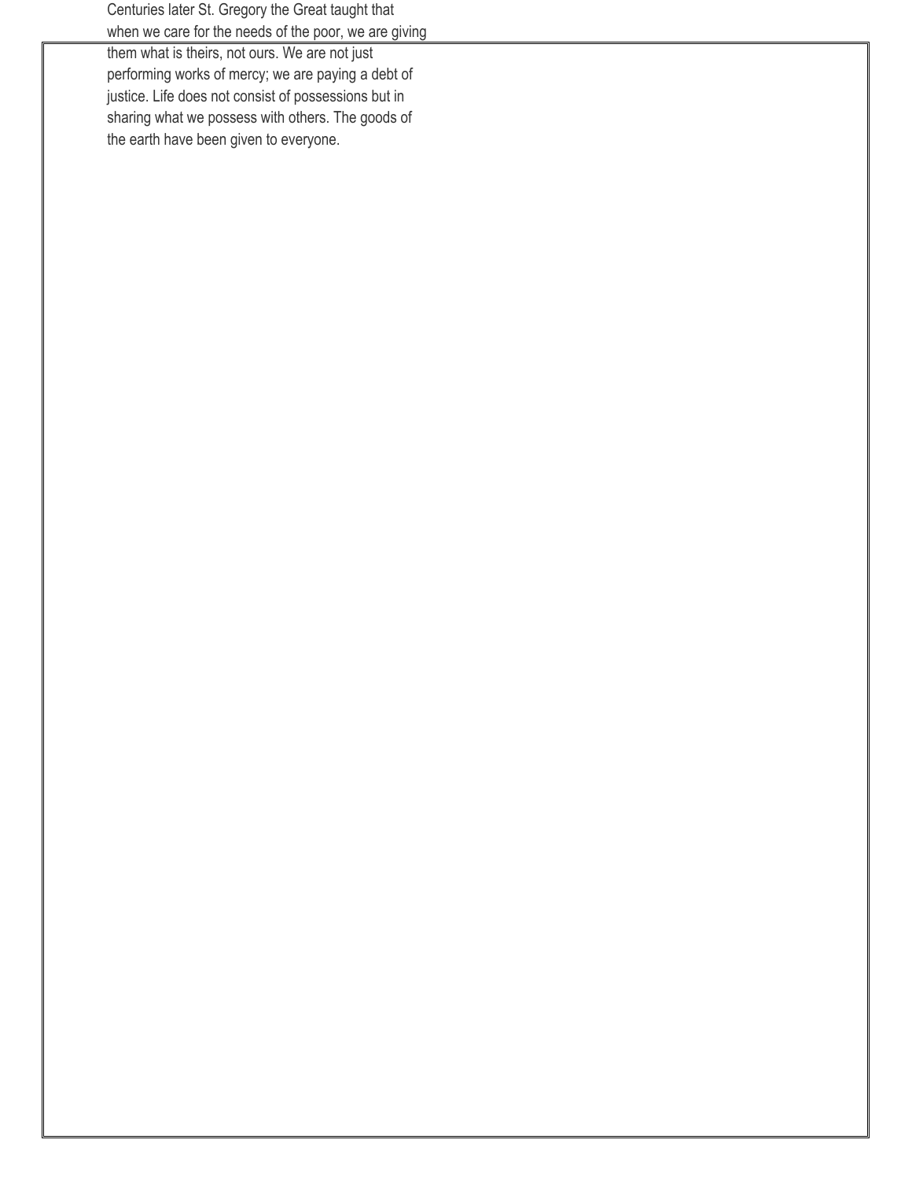Centuries later St. Gregory the Great taught that when we care for the needs of the poor, we are giving them what is theirs, not ours. We are not just performing works of mercy; we are paying a debt of justice. Life does not consist of possessions but in sharing what we possess with others. The goods of the earth have been given to everyone.